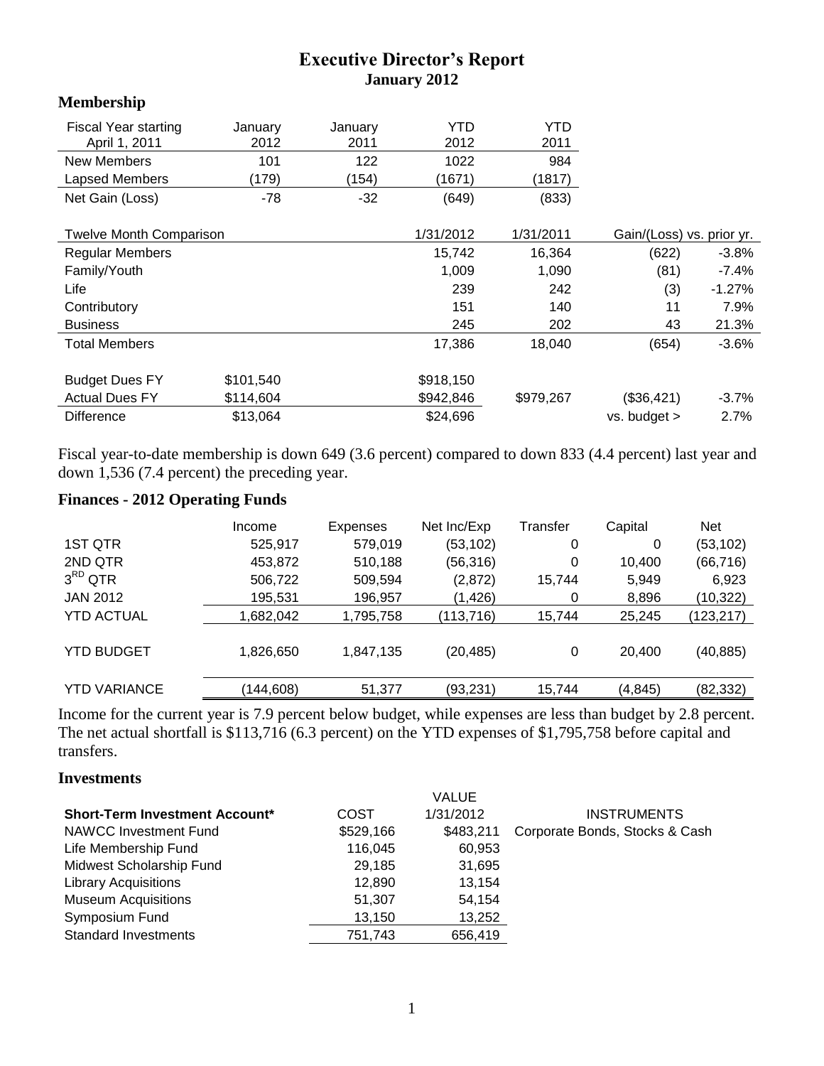# Executive Director's Report
## January 2012

### Membership

| Fiscal Year starting April 1, 2011 | January 2012 | January 2011 | YTD 2012 | YTD 2011 |
|---|---|---|---|---|
| New Members | 101 | 122 | 1022 | 984 |
| Lapsed Members | (179) | (154) | (1671) | (1817) |
| Net Gain (Loss) | -78 | -32 | (649) | (833) |

| Twelve Month Comparison | | | 1/31/2012 | 1/31/2011 | Gain/(Loss) vs. prior yr. | |
|---|---|---|---|---|---|---|
| Regular Members | | | 15,742 | 16,364 | (622) | -3.8% |
| Family/Youth | | | 1,009 | 1,090 | (81) | -7.4% |
| Life | | | 239 | 242 | (3) | -1.27% |
| Contributory | | | 151 | 140 | 11 | 7.9% |
| Business | | | 245 | 202 | 43 | 21.3% |
| Total Members | | | 17,386 | 18,040 | (654) | -3.6% |
| | | | | | | |
| Budget Dues FY | $101,540 | | $918,150 | | | |
| Actual Dues FY | $114,604 | | $942,846 | $979,267 | ($36,421) | -3.7% |
| Difference | $13,064 | | $24,696 | | vs. budget > | 2.7% |

Fiscal year-to-date membership is down 649 (3.6 percent) compared to down 833 (4.4 percent) last year and down 1,536 (7.4 percent) the preceding year.

### Finances - 2012 Operating Funds

| | Income | Expenses | Net Inc/Exp | Transfer | Capital | Net |
|---|---|---|---|---|---|---|
| 1ST QTR | 525,917 | 579,019 | (53,102) | 0 | 0 | (53,102) |
| 2ND QTR | 453,872 | 510,188 | (56,316) | 0 | 10,400 | (66,716) |
| 3RD QTR | 506,722 | 509,594 | (2,872) | 15,744 | 5,949 | 6,923 |
| JAN 2012 | 195,531 | 196,957 | (1,426) | 0 | 8,896 | (10,322) |
| YTD ACTUAL | 1,682,042 | 1,795,758 | (113,716) | 15,744 | 25,245 | (123,217) |
| YTD BUDGET | 1,826,650 | 1,847,135 | (20,485) | 0 | 20,400 | (40,885) |
| YTD VARIANCE | (144,608) | 51,377 | (93,231) | 15,744 | (4,845) | (82,332) |

Income for the current year is 7.9 percent below budget, while expenses are less than budget by 2.8 percent. The net actual shortfall is $113,716 (6.3 percent) on the YTD expenses of $1,795,758 before capital and transfers.

### Investments

| Short-Term Investment Account* | COST | VALUE 1/31/2012 | INSTRUMENTS |
|---|---|---|---|
| NAWCC Investment Fund | $529,166 | $483,211 | Corporate Bonds, Stocks & Cash |
| Life Membership Fund | 116,045 | 60,953 | |
| Midwest Scholarship Fund | 29,185 | 31,695 | |
| Library Acquisitions | 12,890 | 13,154 | |
| Museum Acquisitions | 51,307 | 54,154 | |
| Symposium Fund | 13,150 | 13,252 | |
| Standard Investments | 751,743 | 656,419 | |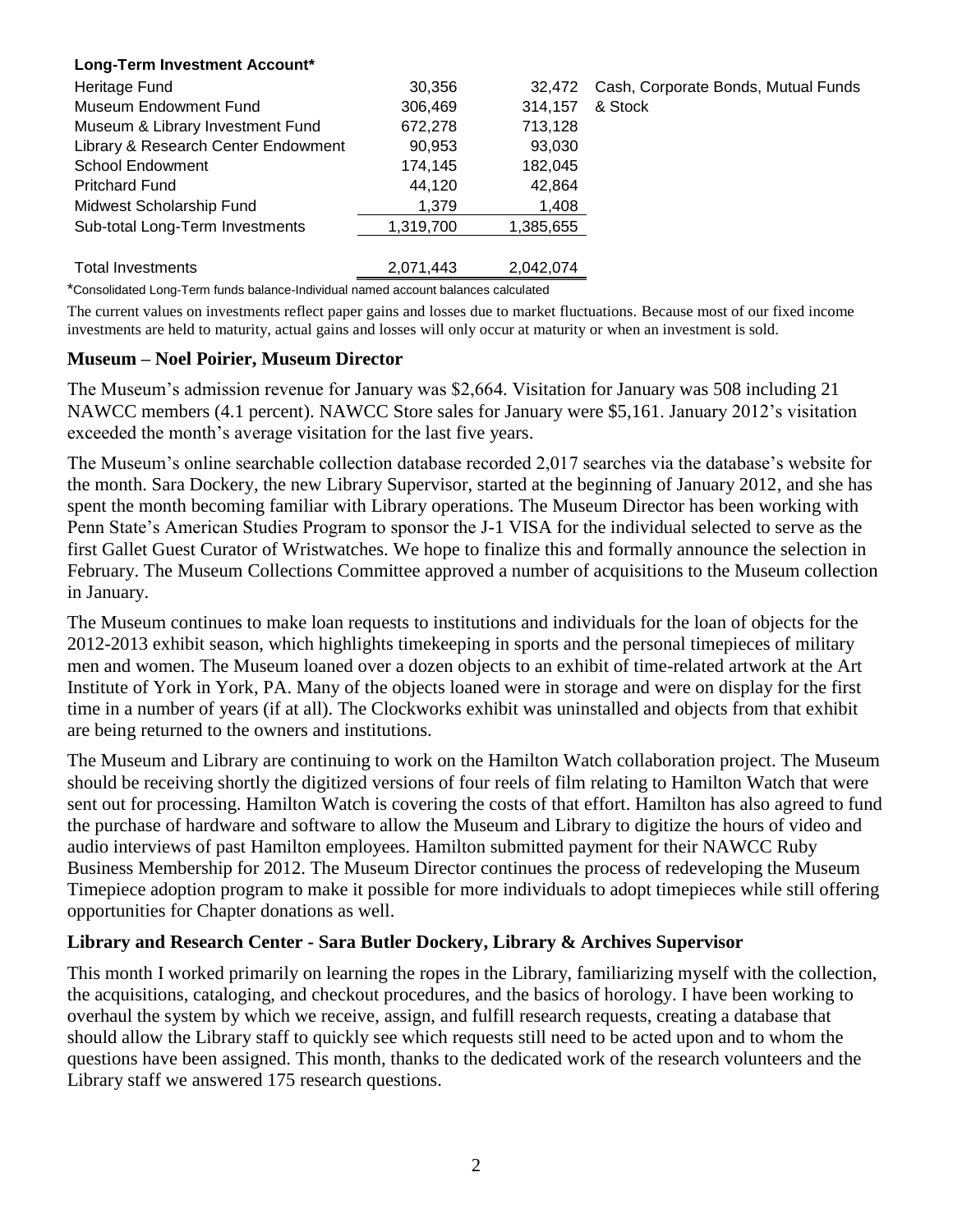**Long-Term Investment Account***

| | | | |
|---|---|---|---|
| Heritage Fund | 30,356 | 32,472 | Cash, Corporate Bonds, Mutual Funds |
| Museum Endowment Fund | 306,469 | 314,157 | & Stock |
| Museum & Library Investment Fund | 672,278 | 713,128 | |
| Library & Research Center Endowment | 90,953 | 93,030 | |
| School Endowment | 174,145 | 182,045 | |
| Pritchard Fund | 44,120 | 42,864 | |
| Midwest Scholarship Fund | 1,379 | 1,408 | |
| Sub-total Long-Term Investments | 1,319,700 | 1,385,655 | |
| | | | |
| Total Investments | 2,071,443 | 2,042,074 | |

*Consolidated Long-Term funds balance-Individual named account balances calculated

The current values on investments reflect paper gains and losses due to market fluctuations. Because most of our fixed income investments are held to maturity, actual gains and losses will only occur at maturity or when an investment is sold.

## Museum – Noel Poirier, Museum Director

The Museum's admission revenue for January was $2,664. Visitation for January was 508 including 21 NAWCC members (4.1 percent). NAWCC Store sales for January were $5,161. January 2012's visitation exceeded the month's average visitation for the last five years.

The Museum's online searchable collection database recorded 2,017 searches via the database's website for the month. Sara Dockery, the new Library Supervisor, started at the beginning of January 2012, and she has spent the month becoming familiar with Library operations. The Museum Director has been working with Penn State's American Studies Program to sponsor the J-1 VISA for the individual selected to serve as the first Gallet Guest Curator of Wristwatches. We hope to finalize this and formally announce the selection in February. The Museum Collections Committee approved a number of acquisitions to the Museum collection in January.

The Museum continues to make loan requests to institutions and individuals for the loan of objects for the 2012-2013 exhibit season, which highlights timekeeping in sports and the personal timepieces of military men and women. The Museum loaned over a dozen objects to an exhibit of time-related artwork at the Art Institute of York in York, PA. Many of the objects loaned were in storage and were on display for the first time in a number of years (if at all). The Clockworks exhibit was uninstalled and objects from that exhibit are being returned to the owners and institutions.

The Museum and Library are continuing to work on the Hamilton Watch collaboration project. The Museum should be receiving shortly the digitized versions of four reels of film relating to Hamilton Watch that were sent out for processing. Hamilton Watch is covering the costs of that effort. Hamilton has also agreed to fund the purchase of hardware and software to allow the Museum and Library to digitize the hours of video and audio interviews of past Hamilton employees. Hamilton submitted payment for their NAWCC Ruby Business Membership for 2012. The Museum Director continues the process of redeveloping the Museum Timepiece adoption program to make it possible for more individuals to adopt timepieces while still offering opportunities for Chapter donations as well.

## Library and Research Center - Sara Butler Dockery, Library & Archives Supervisor

This month I worked primarily on learning the ropes in the Library, familiarizing myself with the collection, the acquisitions, cataloging, and checkout procedures, and the basics of horology. I have been working to overhaul the system by which we receive, assign, and fulfill research requests, creating a database that should allow the Library staff to quickly see which requests still need to be acted upon and to whom the questions have been assigned. This month, thanks to the dedicated work of the research volunteers and the Library staff we answered 175 research questions.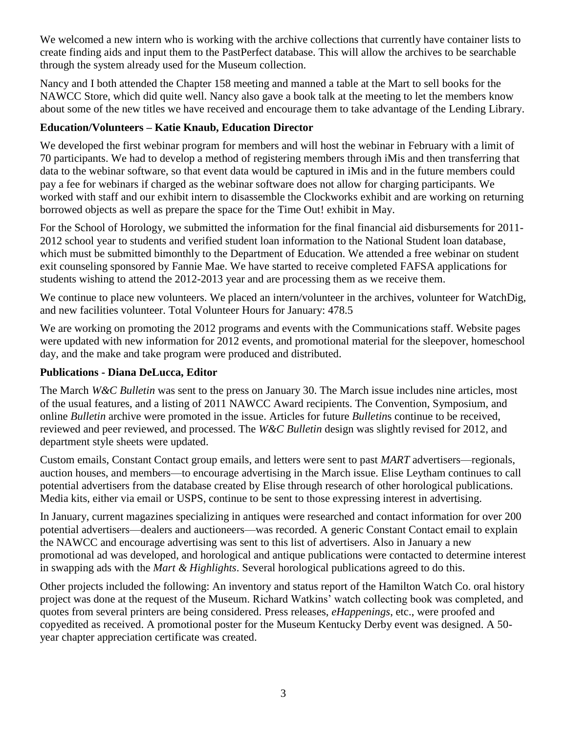We welcomed a new intern who is working with the archive collections that currently have container lists to create finding aids and input them to the PastPerfect database. This will allow the archives to be searchable through the system already used for the Museum collection.

Nancy and I both attended the Chapter 158 meeting and manned a table at the Mart to sell books for the NAWCC Store, which did quite well. Nancy also gave a book talk at the meeting to let the members know about some of the new titles we have received and encourage them to take advantage of the Lending Library.

**Education/Volunteers – Katie Knaub, Education Director**

We developed the first webinar program for members and will host the webinar in February with a limit of 70 participants. We had to develop a method of registering members through iMis and then transferring that data to the webinar software, so that event data would be captured in iMis and in the future members could pay a fee for webinars if charged as the webinar software does not allow for charging participants. We worked with staff and our exhibit intern to disassemble the Clockworks exhibit and are working on returning borrowed objects as well as prepare the space for the Time Out! exhibit in May.

For the School of Horology, we submitted the information for the final financial aid disbursements for 2011-2012 school year to students and verified student loan information to the National Student loan database, which must be submitted bimonthly to the Department of Education. We attended a free webinar on student exit counseling sponsored by Fannie Mae. We have started to receive completed FAFSA applications for students wishing to attend the 2012-2013 year and are processing them as we receive them.

We continue to place new volunteers. We placed an intern/volunteer in the archives, volunteer for WatchDig, and new facilities volunteer. Total Volunteer Hours for January: 478.5

We are working on promoting the 2012 programs and events with the Communications staff. Website pages were updated with new information for 2012 events, and promotional material for the sleepover, homeschool day, and the make and take program were produced and distributed.

**Publications - Diana DeLucca, Editor**

The March *W&C Bulletin* was sent to the press on January 30. The March issue includes nine articles, most of the usual features, and a listing of 2011 NAWCC Award recipients. The Convention, Symposium, and online *Bulletin* archive were promoted in the issue. Articles for future *Bulletin*s continue to be received, reviewed and peer reviewed, and processed. The *W&C Bulletin* design was slightly revised for 2012, and department style sheets were updated.

Custom emails, Constant Contact group emails, and letters were sent to past *MART* advertisers—regionals, auction houses, and members—to encourage advertising in the March issue. Elise Leytham continues to call potential advertisers from the database created by Elise through research of other horological publications. Media kits, either via email or USPS, continue to be sent to those expressing interest in advertising.

In January, current magazines specializing in antiques were researched and contact information for over 200 potential advertisers—dealers and auctioneers—was recorded. A generic Constant Contact email to explain the NAWCC and encourage advertising was sent to this list of advertisers. Also in January a new promotional ad was developed, and horological and antique publications were contacted to determine interest in swapping ads with the *Mart & Highlights*. Several horological publications agreed to do this.

Other projects included the following: An inventory and status report of the Hamilton Watch Co. oral history project was done at the request of the Museum. Richard Watkins' watch collecting book was completed, and quotes from several printers are being considered. Press releases, *eHappenings*, etc., were proofed and copyedited as received. A promotional poster for the Museum Kentucky Derby event was designed. A 50-year chapter appreciation certificate was created.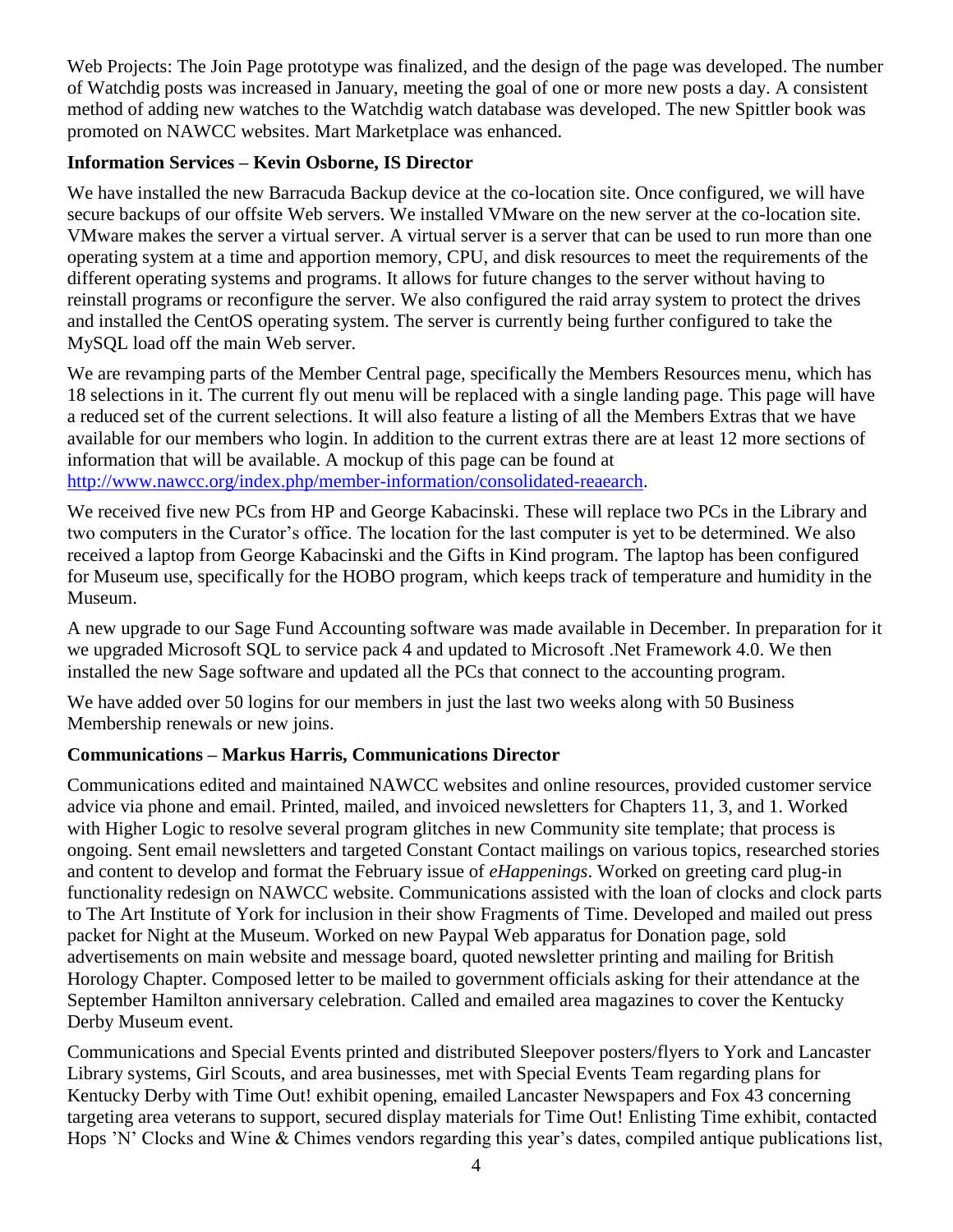Web Projects: The Join Page prototype was finalized, and the design of the page was developed. The number of Watchdig posts was increased in January, meeting the goal of one or more new posts a day. A consistent method of adding new watches to the Watchdig watch database was developed. The new Spittler book was promoted on NAWCC websites. Mart Marketplace was enhanced.

**Information Services – Kevin Osborne, IS Director**

We have installed the new Barracuda Backup device at the co-location site. Once configured, we will have secure backups of our offsite Web servers. We installed VMware on the new server at the co-location site. VMware makes the server a virtual server. A virtual server is a server that can be used to run more than one operating system at a time and apportion memory, CPU, and disk resources to meet the requirements of the different operating systems and programs. It allows for future changes to the server without having to reinstall programs or reconfigure the server. We also configured the raid array system to protect the drives and installed the CentOS operating system. The server is currently being further configured to take the MySQL load off the main Web server.

We are revamping parts of the Member Central page, specifically the Members Resources menu, which has 18 selections in it. The current fly out menu will be replaced with a single landing page. This page will have a reduced set of the current selections. It will also feature a listing of all the Members Extras that we have available for our members who login. In addition to the current extras there are at least 12 more sections of information that will be available. A mockup of this page can be found at [http://www.nawcc.org/index.php/member-information/consolidated-reaearch](http://www.nawcc.org/index.php/member-information/consolidated-reaearch).

We received five new PCs from HP and George Kabacinski. These will replace two PCs in the Library and two computers in the Curator's office. The location for the last computer is yet to be determined. We also received a laptop from George Kabacinski and the Gifts in Kind program. The laptop has been configured for Museum use, specifically for the HOBO program, which keeps track of temperature and humidity in the Museum.

A new upgrade to our Sage Fund Accounting software was made available in December. In preparation for it we upgraded Microsoft SQL to service pack 4 and updated to Microsoft .Net Framework 4.0. We then installed the new Sage software and updated all the PCs that connect to the accounting program.

We have added over 50 logins for our members in just the last two weeks along with 50 Business Membership renewals or new joins.

**Communications – Markus Harris, Communications Director**

Communications edited and maintained NAWCC websites and online resources, provided customer service advice via phone and email. Printed, mailed, and invoiced newsletters for Chapters 11, 3, and 1. Worked with Higher Logic to resolve several program glitches in new Community site template; that process is ongoing. Sent email newsletters and targeted Constant Contact mailings on various topics, researched stories and content to develop and format the February issue of *eHappenings*. Worked on greeting card plug-in functionality redesign on NAWCC website. Communications assisted with the loan of clocks and clock parts to The Art Institute of York for inclusion in their show Fragments of Time. Developed and mailed out press packet for Night at the Museum. Worked on new Paypal Web apparatus for Donation page, sold advertisements on main website and message board, quoted newsletter printing and mailing for British Horology Chapter. Composed letter to be mailed to government officials asking for their attendance at the September Hamilton anniversary celebration. Called and emailed area magazines to cover the Kentucky Derby Museum event.

Communications and Special Events printed and distributed Sleepover posters/flyers to York and Lancaster Library systems, Girl Scouts, and area businesses, met with Special Events Team regarding plans for Kentucky Derby with Time Out! exhibit opening, emailed Lancaster Newspapers and Fox 43 concerning targeting area veterans to support, secured display materials for Time Out! Enlisting Time exhibit, contacted Hops 'N' Clocks and Wine & Chimes vendors regarding this year's dates, compiled antique publications list,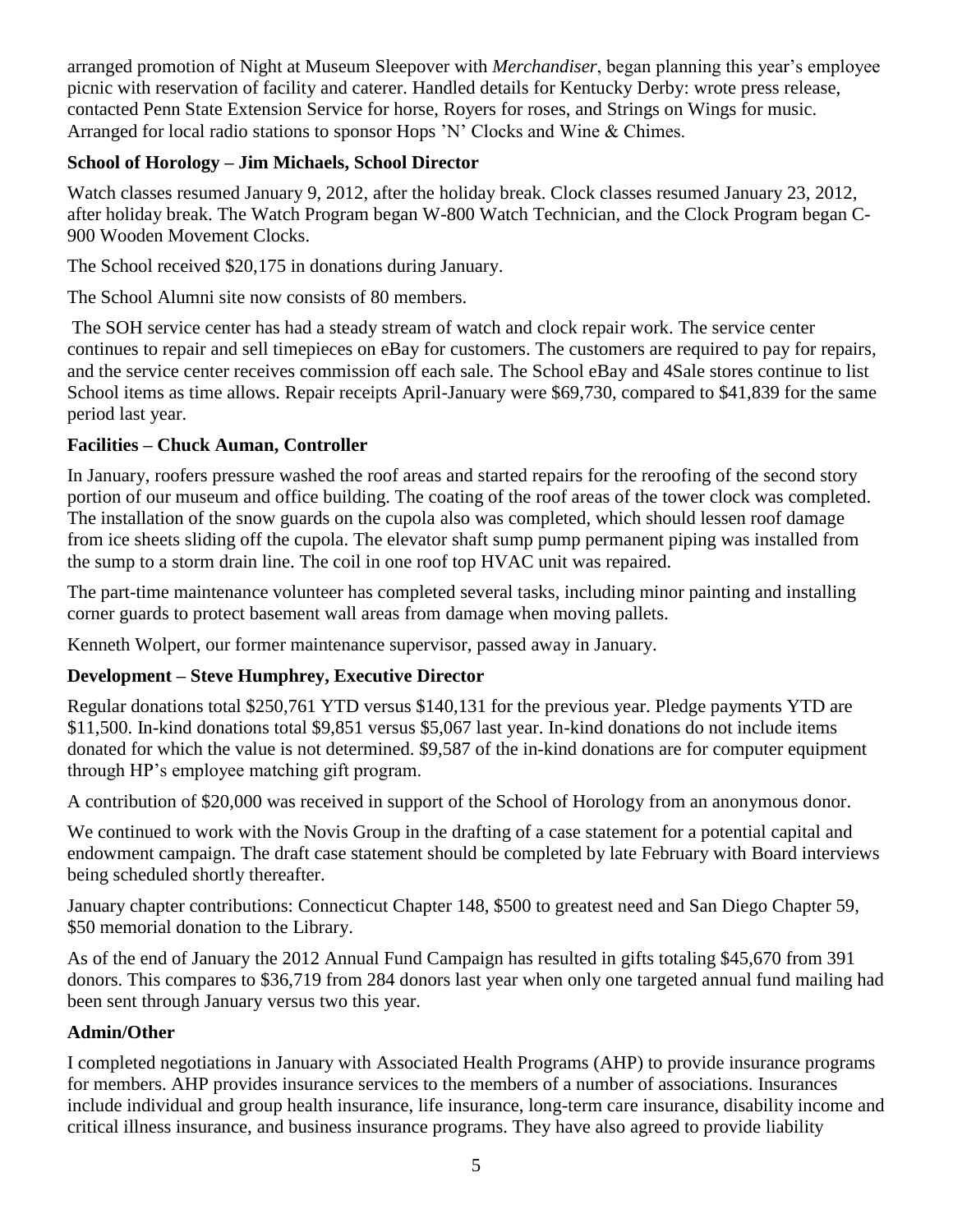arranged promotion of Night at Museum Sleepover with *Merchandiser*, began planning this year's employee picnic with reservation of facility and caterer. Handled details for Kentucky Derby: wrote press release, contacted Penn State Extension Service for horse, Royers for roses, and Strings on Wings for music. Arranged for local radio stations to sponsor Hops 'N' Clocks and Wine & Chimes.

**School of Horology – Jim Michaels, School Director**

Watch classes resumed January 9, 2012, after the holiday break. Clock classes resumed January 23, 2012, after holiday break. The Watch Program began W-800 Watch Technician, and the Clock Program began C-900 Wooden Movement Clocks.

The School received $20,175 in donations during January.

The School Alumni site now consists of 80 members.

The SOH service center has had a steady stream of watch and clock repair work. The service center continues to repair and sell timepieces on eBay for customers. The customers are required to pay for repairs, and the service center receives commission off each sale. The School eBay and 4Sale stores continue to list School items as time allows. Repair receipts April-January were $69,730, compared to $41,839 for the same period last year.

**Facilities – Chuck Auman, Controller**

In January, roofers pressure washed the roof areas and started repairs for the reroofing of the second story portion of our museum and office building. The coating of the roof areas of the tower clock was completed. The installation of the snow guards on the cupola also was completed, which should lessen roof damage from ice sheets sliding off the cupola. The elevator shaft sump pump permanent piping was installed from the sump to a storm drain line. The coil in one roof top HVAC unit was repaired.

The part-time maintenance volunteer has completed several tasks, including minor painting and installing corner guards to protect basement wall areas from damage when moving pallets.

Kenneth Wolpert, our former maintenance supervisor, passed away in January.

**Development – Steve Humphrey, Executive Director**

Regular donations total $250,761 YTD versus $140,131 for the previous year. Pledge payments YTD are $11,500. In-kind donations total $9,851 versus $5,067 last year. In-kind donations do not include items donated for which the value is not determined. $9,587 of the in-kind donations are for computer equipment through HP's employee matching gift program.

A contribution of $20,000 was received in support of the School of Horology from an anonymous donor.

We continued to work with the Novis Group in the drafting of a case statement for a potential capital and endowment campaign. The draft case statement should be completed by late February with Board interviews being scheduled shortly thereafter.

January chapter contributions: Connecticut Chapter 148, $500 to greatest need and San Diego Chapter 59, $50 memorial donation to the Library.

As of the end of January the 2012 Annual Fund Campaign has resulted in gifts totaling $45,670 from 391 donors. This compares to $36,719 from 284 donors last year when only one targeted annual fund mailing had been sent through January versus two this year.

**Admin/Other**

I completed negotiations in January with Associated Health Programs (AHP) to provide insurance programs for members. AHP provides insurance services to the members of a number of associations. Insurances include individual and group health insurance, life insurance, long-term care insurance, disability income and critical illness insurance, and business insurance programs. They have also agreed to provide liability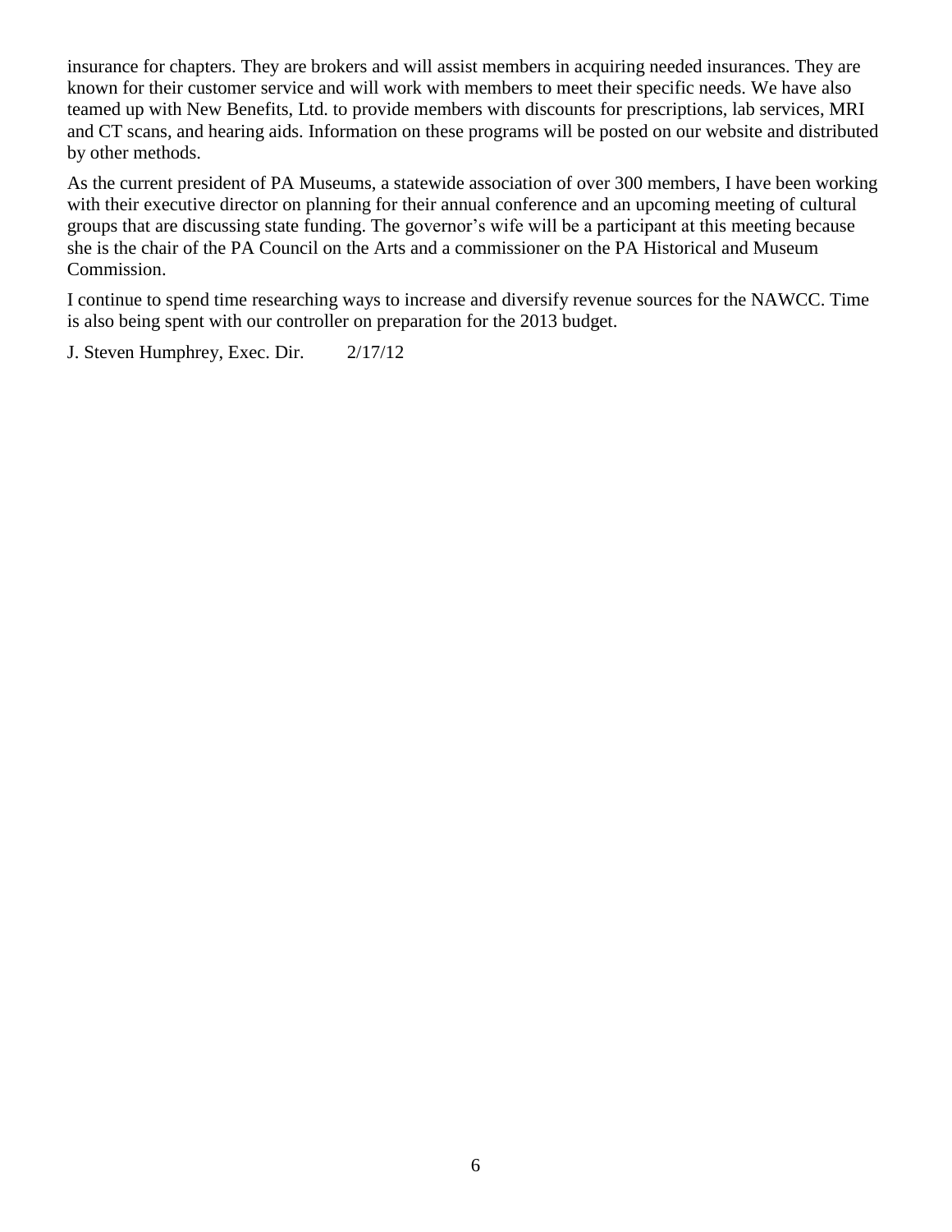insurance for chapters. They are brokers and will assist members in acquiring needed insurances. They are known for their customer service and will work with members to meet their specific needs. We have also teamed up with New Benefits, Ltd. to provide members with discounts for prescriptions, lab services, MRI and CT scans, and hearing aids. Information on these programs will be posted on our website and distributed by other methods.

As the current president of PA Museums, a statewide association of over 300 members, I have been working with their executive director on planning for their annual conference and an upcoming meeting of cultural groups that are discussing state funding. The governor's wife will be a participant at this meeting because she is the chair of the PA Council on the Arts and a commissioner on the PA Historical and Museum Commission.

I continue to spend time researching ways to increase and diversify revenue sources for the NAWCC. Time is also being spent with our controller on preparation for the 2013 budget.

J. Steven Humphrey, Exec. Dir. 2/17/12